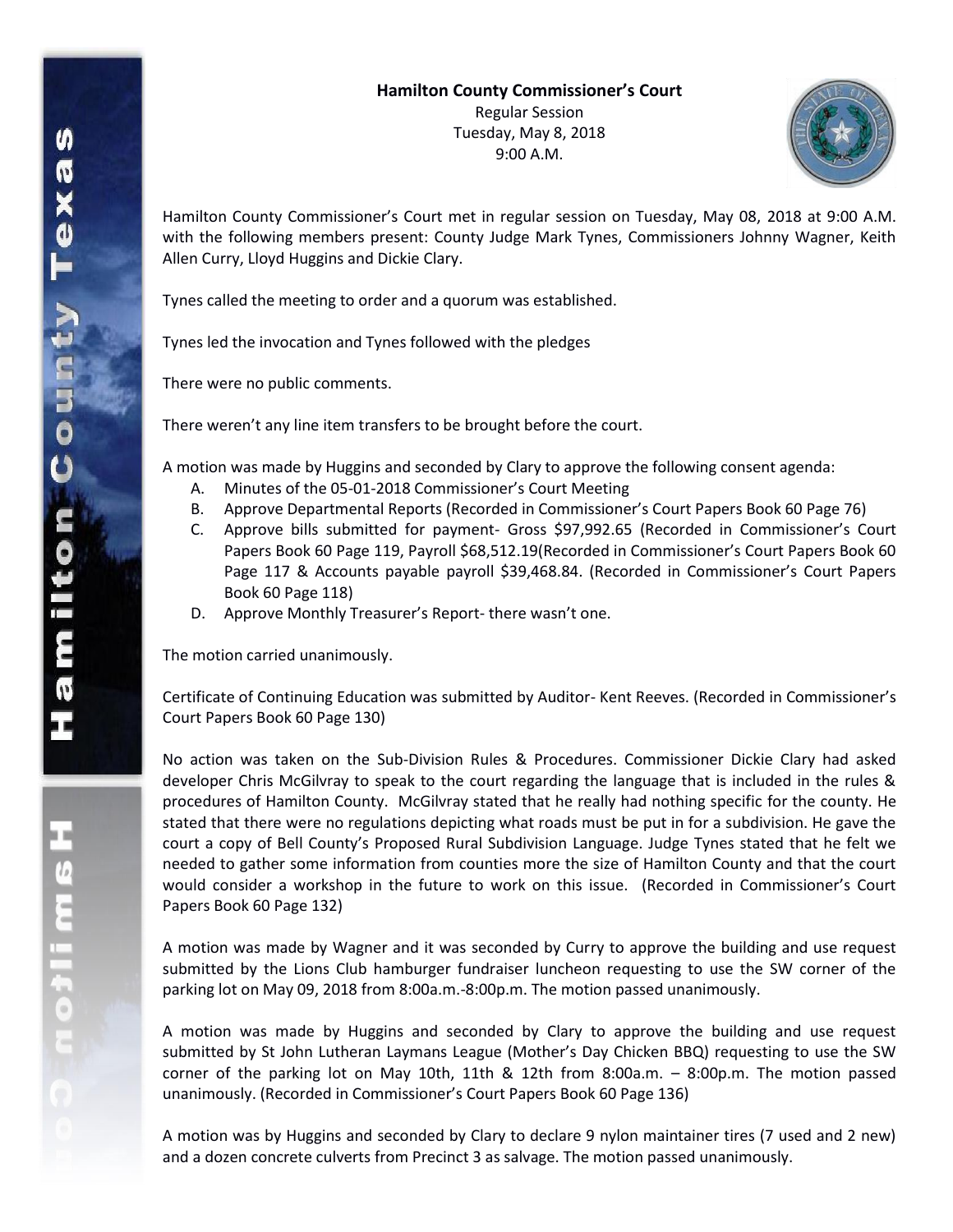**Hamilton County Commissioner's Court**
Regular Session
Tuesday, May 8, 2018
9:00 A.M.

Hamilton County Commissioner's Court met in regular session on Tuesday, May 08, 2018 at 9:00 A.M. with the following members present: County Judge Mark Tynes, Commissioners Johnny Wagner, Keith Allen Curry, Lloyd Huggins and Dickie Clary.

Tynes called the meeting to order and a quorum was established.

Tynes led the invocation and Tynes followed with the pledges

There were no public comments.

There weren't any line item transfers to be brought before the court.

A motion was made by Huggins and seconded by Clary to approve the following consent agenda:

A. Minutes of the 05-01-2018 Commissioner's Court Meeting
B. Approve Departmental Reports (Recorded in Commissioner's Court Papers Book 60 Page 76)
C. Approve bills submitted for payment- Gross $97,992.65 (Recorded in Commissioner's Court Papers Book 60 Page 119, Payroll $68,512.19(Recorded in Commissioner's Court Papers Book 60 Page 117 & Accounts payable payroll $39,468.84. (Recorded in Commissioner's Court Papers Book 60 Page 118)
D. Approve Monthly Treasurer's Report- there wasn't one.

The motion carried unanimously.

Certificate of Continuing Education was submitted by Auditor- Kent Reeves. (Recorded in Commissioner's Court Papers Book 60 Page 130)

No action was taken on the Sub-Division Rules & Procedures. Commissioner Dickie Clary had asked developer Chris McGilvray to speak to the court regarding the language that is included in the rules & procedures of Hamilton County. McGilvray stated that he really had nothing specific for the county. He stated that there were no regulations depicting what roads must be put in for a subdivision. He gave the court a copy of Bell County's Proposed Rural Subdivision Language. Judge Tynes stated that he felt we needed to gather some information from counties more the size of Hamilton County and that the court would consider a workshop in the future to work on this issue. (Recorded in Commissioner's Court Papers Book 60 Page 132)

A motion was made by Wagner and it was seconded by Curry to approve the building and use request submitted by the Lions Club hamburger fundraiser luncheon requesting to use the SW corner of the parking lot on May 09, 2018 from 8:00a.m.-8:00p.m. The motion passed unanimously.

A motion was made by Huggins and seconded by Clary to approve the building and use request submitted by St John Lutheran Laymans League (Mother's Day Chicken BBQ) requesting to use the SW corner of the parking lot on May 10th, 11th & 12th from 8:00a.m. – 8:00p.m. The motion passed unanimously. (Recorded in Commissioner's Court Papers Book 60 Page 136)

A motion was by Huggins and seconded by Clary to declare 9 nylon maintainer tires (7 used and 2 new) and a dozen concrete culverts from Precinct 3 as salvage. The motion passed unanimously.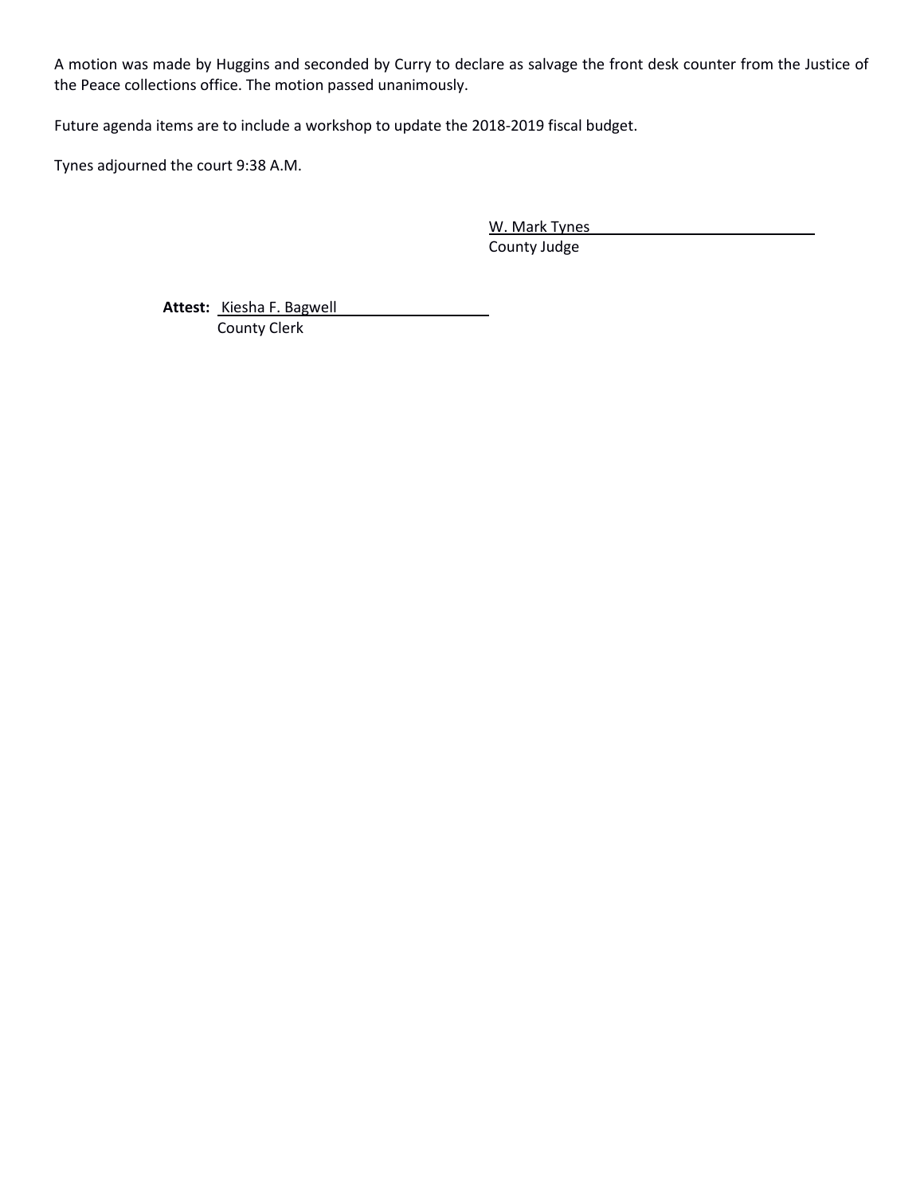A motion was made by Huggins and seconded by Curry to declare as salvage the front desk counter from the Justice of the Peace collections office. The motion passed unanimously.

Future agenda items are to include a workshop to update the 2018-2019 fiscal budget.

Tynes adjourned the court 9:38 A.M.

W. Mark Tynes
County Judge

**Attest:** Kiesha F. Bagwell
County Clerk